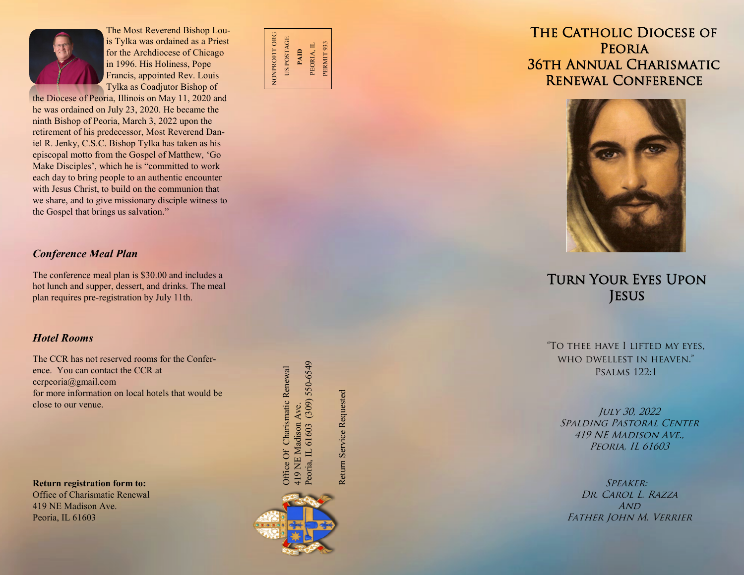The Most Reverend Bishop Louis Tylka was ordained as a Priest for the Archdiocese of Chicago in 1996. His Holiness, Pope Francis, appointed Rev. Louis Tylka as Coadjutor Bishop of the Diocese of Peoria, Illinois on May 11, 2020 and he was ordained on July 23, 2020. He became the ninth Bishop of Peoria, March 3, 2022 upon the retirement of his predecessor, Most Reverend Daniel R. Jenky, C.S.C. Bishop Tylka has taken as his episcopal motto from the Gospel of Matthew, 'Go Make Disciples', which he is "committed to work each day to bring people to an authentic encounter with Jesus Christ, to build on the communion that we share, and to give missionary disciple witness to the Gospel that brings us salvation."

### *Conference Meal Plan*

The conference meal plan is $30.00 and includes a hot lunch and supper, dessert, and drinks. The meal plan requires pre-registration by July 11th.

### *Hotel Rooms*

The CCR has not reserved rooms for the Conference. You can contact the CCR at ccrpeoria@gmail.com for more information on local hotels that would be close to our venue.

**Return registration form to:**
Office of Charismatic Renewal
419 NE Madison Ave.
Peoria, IL 61603

NONPROFIT ORG
US POSTAGE
**PAID**
PEORIA, IL
PERMIT 933

Office Of Charismatic Renewal
419 NE Madison Ave.
Peoria, IL 61603 (309) 550-6549

Return Service Requested

# The Catholic Diocese of Peoria 36th Annual Charismatic Renewal Conference

## Turn Your Eyes Upon Jesus

"To thee have I lifted my eyes, who dwellest in heaven."
Psalms 122:1

*July 30, 2022*
*Spalding Pastoral Center*
*419 NE Madison Ave.,*
*Peoria, IL 61603*

*Speaker:*
*Dr. Carol L. Razza*
*and*
*Father John M. Verrier*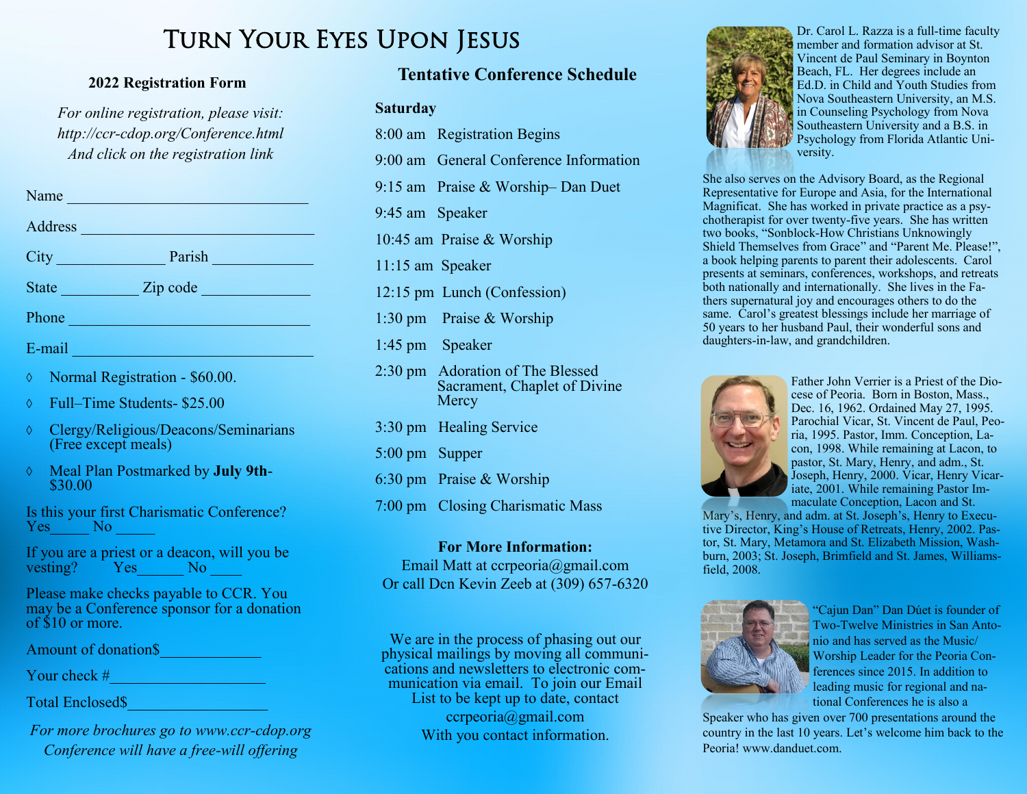# Turn Your Eyes Upon Jesus

## 2022 Registration Form

*For online registration, please visit:*
*http://ccr-cdop.org/Conference.html*
*And click on the registration link*

Name ______________________________

Address ______________________________

City _____________ Parish ____________

State __________ Zip code _____________

Phone ______________________________

E-mail ______________________________

- Normal Registration - $60.00.
- Full–Time Students- $25.00
- Clergy/Religious/Deacons/Seminarians (Free except meals)
- Meal Plan Postmarked by **July 9th**- $30.00

Is this your first Charismatic Conference? Yes_____ No _____

If you are a priest or a deacon, will you be vesting? Yes______ No ____

Please make checks payable to CCR. You may be a Conference sponsor for a donation of $10 or more.

Amount of donation$_____________

Your check #___________________

Total Enclosed$_________________

*For more brochures go to www.ccr-cdop.org*
*Conference will have a free-will offering*

## Tentative Conference Schedule

**Saturday**

| | |
|---|---|
| 8:00 am | Registration Begins |
| 9:00 am | General Conference Information |
| 9:15 am | Praise & Worship– Dan Duet |
| 9:45 am | Speaker |
| 10:45 am | Praise & Worship |
| 11:15 am | Speaker |
| 12:15 pm | Lunch (Confession) |
| 1:30 pm | Praise & Worship |
| 1:45 pm | Speaker |
| 2:30 pm | Adoration of The Blessed Sacrament, Chaplet of Divine Mercy |
| 3:30 pm | Healing Service |
| 5:00 pm | Supper |
| 6:30 pm | Praise & Worship |
| 7:00 pm | Closing Charismatic Mass |

**For More Information:**
Email Matt at ccrpeoria@gmail.com
Or call Dcn Kevin Zeeb at (309) 657-6320

We are in the process of phasing out our physical mailings by moving all communications and newsletters to electronic communication via email. To join our Email List to be kept up to date, contact ccrpeoria@gmail.com With you contact information.

Dr. Carol L. Razza is a full-time faculty member and formation advisor at St. Vincent de Paul Seminary in Boynton Beach, FL. Her degrees include an Ed.D. in Child and Youth Studies from Nova Southeastern University, an M.S. in Counseling Psychology from Nova Southeastern University and a B.S. in Psychology from Florida Atlantic University. She also serves on the Advisory Board, as the Regional Representative for Europe and Asia, for the International Magnificat. She has worked in private practice as a psychotherapist for over twenty-five years. She has written two books, "Sonblock-How Christians Unknowingly Shield Themselves from Grace" and "Parent Me. Please!", a book helping parents to parent their adolescents. Carol presents at seminars, conferences, workshops, and retreats both nationally and internationally. She lives in the Fathers supernatural joy and encourages others to do the same. Carol's greatest blessings include her marriage of 50 years to her husband Paul, their wonderful sons and daughters-in-law, and grandchildren.

Father John Verrier is a Priest of the Diocese of Peoria. Born in Boston, Mass., Dec. 16, 1962. Ordained May 27, 1995. Parochial Vicar, St. Vincent de Paul, Peoria, 1995. Pastor, Imm. Conception, Lacon, 1998. While remaining at Lacon, to pastor, St. Mary, Henry, and adm., St. Joseph, Henry, 2000. Vicar, Henry Vicariate, 2001. While remaining Pastor Immaculate Conception, Lacon and St. Mary's, Henry, and adm. at St. Joseph's, Henry to Executive Director, King's House of Retreats, Henry, 2002. Pastor, St. Mary, Metamora and St. Elizabeth Mission, Washburn, 2003; St. Joseph, Brimfield and St. James, Williamsfield, 2008.

"Cajun Dan" Dan Dúet is founder of Two-Twelve Ministries in San Antonio and has served as the Music/Worship Leader for the Peoria Conferences since 2015. In addition to leading music for regional and national Conferences he is also a Speaker who has given over 700 presentations around the country in the last 10 years. Let's welcome him back to the Peoria! www.danduet.com.